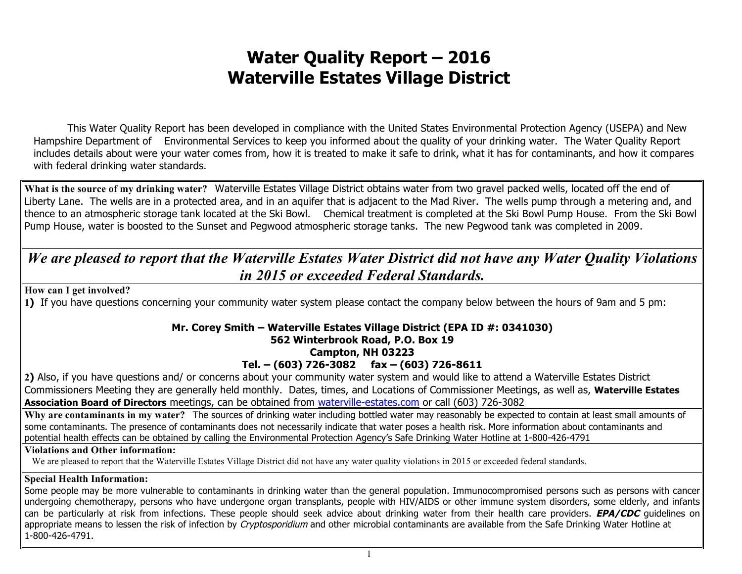# Water Quality Report – 2016
# Waterville Estates Village District

This Water Quality Report has been developed in compliance with the United States Environmental Protection Agency (USEPA) and New Hampshire Department of Environmental Services to keep you informed about the quality of your drinking water. The Water Quality Report includes details about were your water comes from, how it is treated to make it safe to drink, what it has for contaminants, and how it compares with federal drinking water standards.

**What is the source of my drinking water?** Waterville Estates Village District obtains water from two gravel packed wells, located off the end of Liberty Lane. The wells are in a protected area, and in an aquifer that is adjacent to the Mad River. The wells pump through a metering and, and thence to an atmospheric storage tank located at the Ski Bowl. Chemical treatment is completed at the Ski Bowl Pump House. From the Ski Bowl Pump House, water is boosted to the Sunset and Pegwood atmospheric storage tanks. The new Pegwood tank was completed in 2009.

***We are pleased to report that the Waterville Estates Water District did not have any Water Quality Violations in 2015 or exceeded Federal Standards.***

**How can I get involved?**

**1)** If you have questions concerning your community water system please contact the company below between the hours of 9am and 5 pm:

**Mr. Corey Smith – Waterville Estates Village District (EPA ID #: 0341030)**
**562 Winterbrook Road, P.O. Box 19**
**Campton, NH 03223**
**Tel. – (603) 726-3082 fax – (603) 726-8611**

**2)** Also, if you have questions and/ or concerns about your community water system and would like to attend a Waterville Estates District Commissioners Meeting they are generally held monthly. Dates, times, and Locations of Commissioner Meetings, as well as, **Waterville Estates Association Board of Directors** meetings, can be obtained from waterville-estates.com or call (603) 726-3082

**Why are contaminants in my water?** The sources of drinking water including bottled water may reasonably be expected to contain at least small amounts of some contaminants. The presence of contaminants does not necessarily indicate that water poses a health risk. More information about contaminants and potential health effects can be obtained by calling the Environmental Protection Agency's Safe Drinking Water Hotline at 1-800-426-4791

**Violations and Other information:**

We are pleased to report that the Waterville Estates Village District did not have any water quality violations in 2015 or exceeded federal standards.

**Special Health Information:**

Some people may be more vulnerable to contaminants in drinking water than the general population. Immunocompromised persons such as persons with cancer undergoing chemotherapy, persons who have undergone organ transplants, people with HIV/AIDS or other immune system disorders, some elderly, and infants can be particularly at risk from infections. These people should seek advice about drinking water from their health care providers. ***EPA/CDC*** guidelines on appropriate means to lessen the risk of infection by *Cryptosporidium* and other microbial contaminants are available from the Safe Drinking Water Hotline at 1-800-426-4791.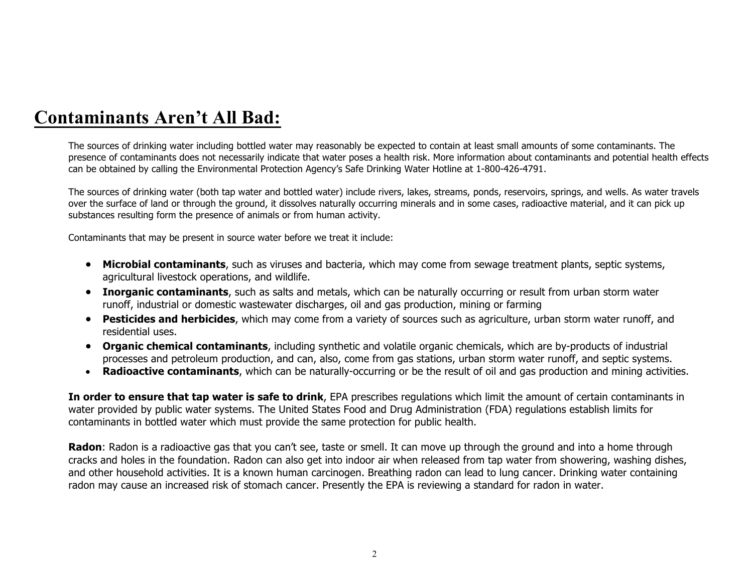# Contaminants Aren't All Bad:

The sources of drinking water including bottled water may reasonably be expected to contain at least small amounts of some contaminants. The presence of contaminants does not necessarily indicate that water poses a health risk. More information about contaminants and potential health effects can be obtained by calling the Environmental Protection Agency's Safe Drinking Water Hotline at 1-800-426-4791.

The sources of drinking water (both tap water and bottled water) include rivers, lakes, streams, ponds, reservoirs, springs, and wells. As water travels over the surface of land or through the ground, it dissolves naturally occurring minerals and in some cases, radioactive material, and it can pick up substances resulting form the presence of animals or from human activity.

Contaminants that may be present in source water before we treat it include:

- **Microbial contaminants**, such as viruses and bacteria, which may come from sewage treatment plants, septic systems, agricultural livestock operations, and wildlife.
- **Inorganic contaminants**, such as salts and metals, which can be naturally occurring or result from urban storm water runoff, industrial or domestic wastewater discharges, oil and gas production, mining or farming
- **Pesticides and herbicides**, which may come from a variety of sources such as agriculture, urban storm water runoff, and residential uses.
- **Organic chemical contaminants**, including synthetic and volatile organic chemicals, which are by-products of industrial processes and petroleum production, and can, also, come from gas stations, urban storm water runoff, and septic systems.
- **Radioactive contaminants**, which can be naturally-occurring or be the result of oil and gas production and mining activities.

**In order to ensure that tap water is safe to drink**, EPA prescribes regulations which limit the amount of certain contaminants in water provided by public water systems. The United States Food and Drug Administration (FDA) regulations establish limits for contaminants in bottled water which must provide the same protection for public health.

**Radon**: Radon is a radioactive gas that you can't see, taste or smell. It can move up through the ground and into a home through cracks and holes in the foundation. Radon can also get into indoor air when released from tap water from showering, washing dishes, and other household activities. It is a known human carcinogen. Breathing radon can lead to lung cancer. Drinking water containing radon may cause an increased risk of stomach cancer. Presently the EPA is reviewing a standard for radon in water.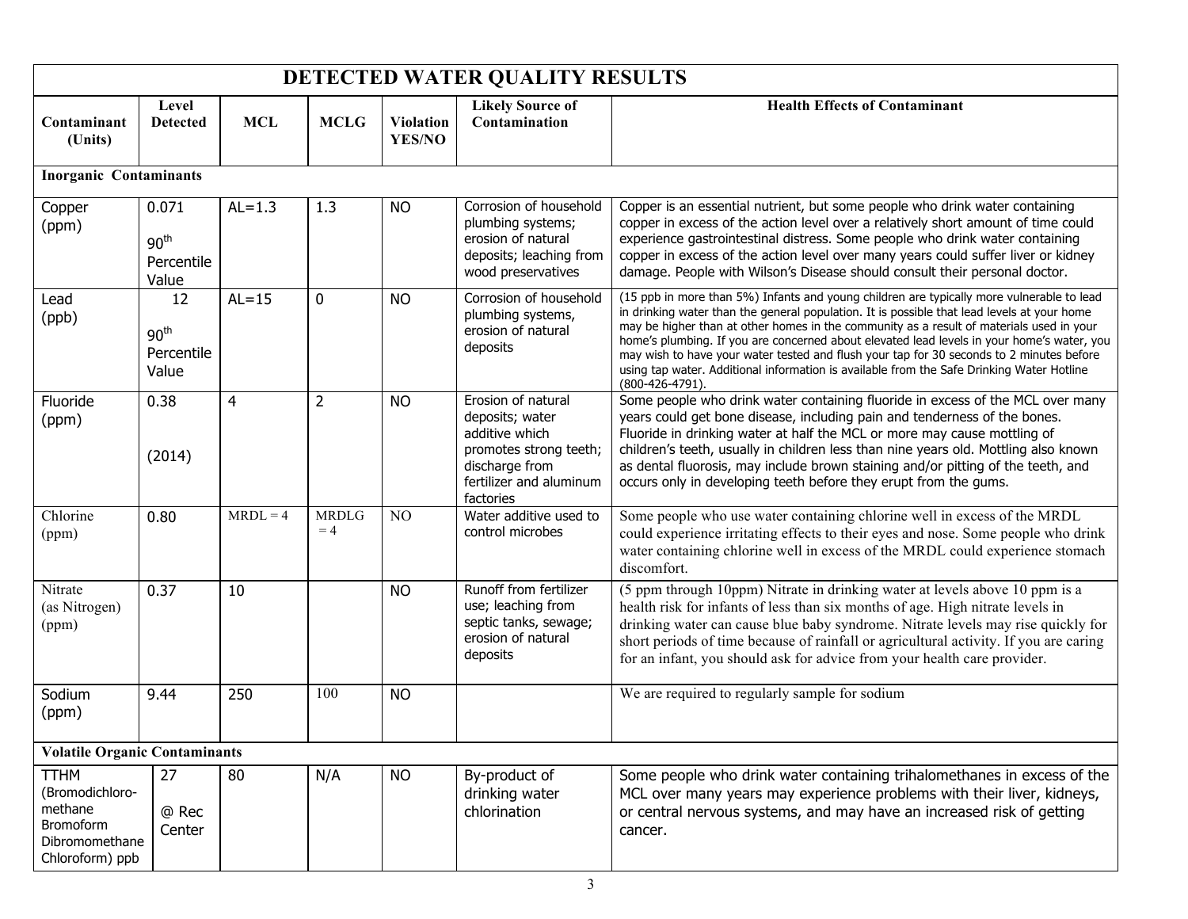# DETECTED WATER QUALITY RESULTS

| Contaminant (Units) | Level Detected | MCL | MCLG | Violation YES/NO | Likely Source of Contamination | Health Effects of Contaminant |
|---|---|---|---|---|---|---|
| **Inorganic Contaminants** | | | | | | |
| Copper (ppm) | 0.071 90th Percentile Value | AL=1.3 | 1.3 | NO | Corrosion of household plumbing systems; erosion of natural deposits; leaching from wood preservatives | Copper is an essential nutrient, but some people who drink water containing copper in excess of the action level over a relatively short amount of time could experience gastrointestinal distress. Some people who drink water containing copper in excess of the action level over many years could suffer liver or kidney damage. People with Wilson's Disease should consult their personal doctor. |
| Lead (ppb) | 12 90th Percentile Value | AL=15 | 0 | NO | Corrosion of household plumbing systems, erosion of natural deposits | (15 ppb in more than 5%) Infants and young children are typically more vulnerable to lead in drinking water than the general population. It is possible that lead levels at your home may be higher than at other homes in the community as a result of materials used in your home's plumbing. If you are concerned about elevated lead levels in your home's water, you may wish to have your water tested and flush your tap for 30 seconds to 2 minutes before using tap water. Additional information is available from the Safe Drinking Water Hotline (800-426-4791). |
| Fluoride (ppm) | 0.38 (2014) | 4 | 2 | NO | Erosion of natural deposits; water additive which promotes strong teeth; discharge from fertilizer and aluminum factories | Some people who drink water containing fluoride in excess of the MCL over many years could get bone disease, including pain and tenderness of the bones. Fluoride in drinking water at half the MCL or more may cause mottling of children's teeth, usually in children less than nine years old. Mottling also known as dental fluorosis, may include brown staining and/or pitting of the teeth, and occurs only in developing teeth before they erupt from the gums. |
| Chlorine (ppm) | 0.80 | MRDL = 4 | MRDLG = 4 | NO | Water additive used to control microbes | Some people who use water containing chlorine well in excess of the MRDL could experience irritating effects to their eyes and nose. Some people who drink water containing chlorine well in excess of the MRDL could experience stomach discomfort. |
| Nitrate (as Nitrogen) (ppm) | 0.37 | 10 | | NO | Runoff from fertilizer use; leaching from septic tanks, sewage; erosion of natural deposits | (5 ppm through 10ppm) Nitrate in drinking water at levels above 10 ppm is a health risk for infants of less than six months of age. High nitrate levels in drinking water can cause blue baby syndrome. Nitrate levels may rise quickly for short periods of time because of rainfall or agricultural activity. If you are caring for an infant, you should ask for advice from your health care provider. |
| Sodium (ppm) | 9.44 | 250 | 100 | NO | | We are required to regularly sample for sodium |
| **Volatile Organic Contaminants** | | | | | | |
| TTHM (Bromodichloro-methane Bromoform Dibromomethane Chloroform) ppb | 27 @ Rec Center | 80 | N/A | NO | By-product of drinking water chlorination | Some people who drink water containing trihalomethanes in excess of the MCL over many years may experience problems with their liver, kidneys, or central nervous systems, and may have an increased risk of getting cancer. |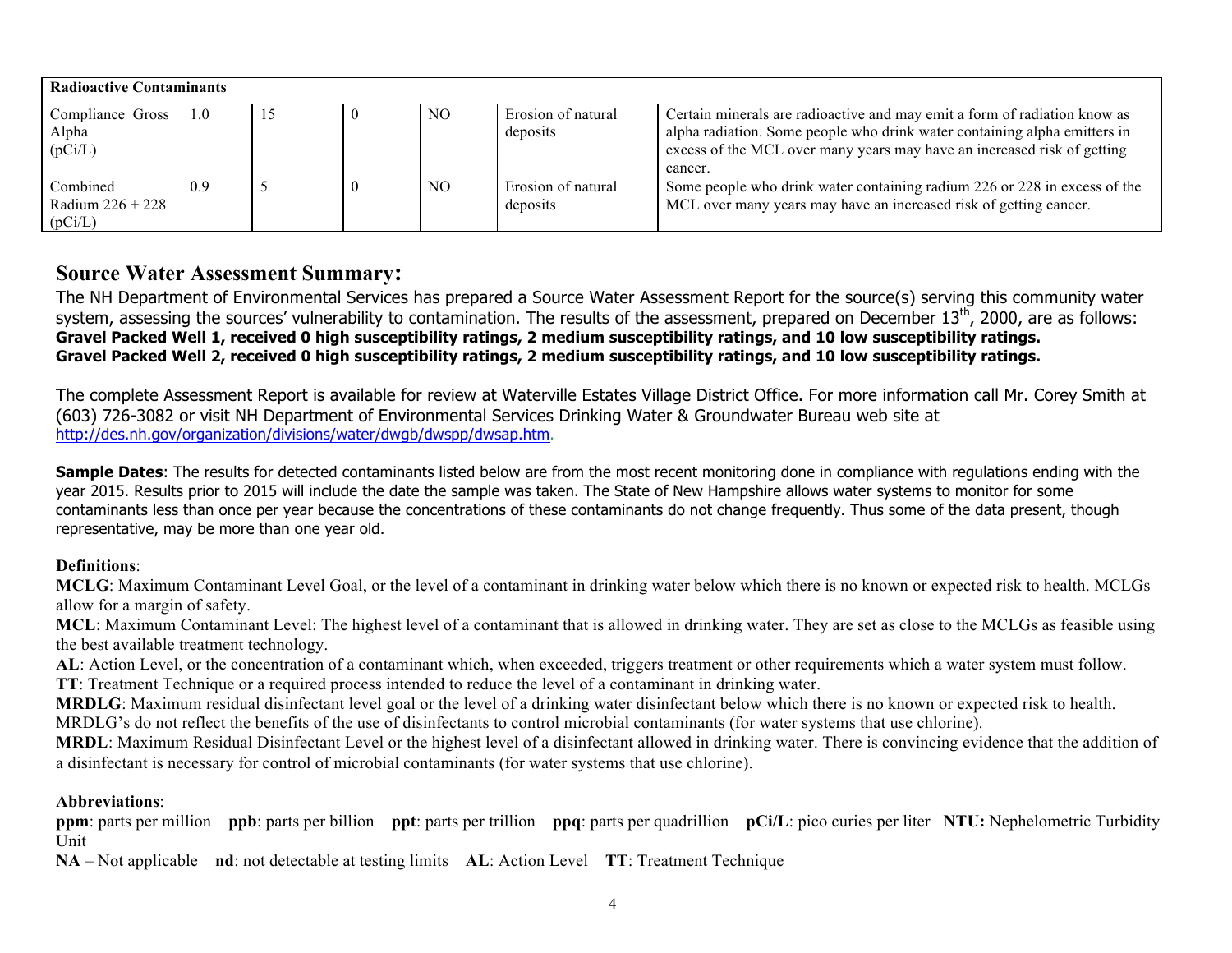| Radioactive Contaminants | | | | | | |
|---|---|---|---|---|---|---|
| Compliance Gross Alpha (pCi/L) | 1.0 | 15 | 0 | NO | Erosion of natural deposits | Certain minerals are radioactive and may emit a form of radiation know as alpha radiation. Some people who drink water containing alpha emitters in excess of the MCL over many years may have an increased risk of getting cancer. |
| Combined Radium 226 + 228 (pCi/L) | 0.9 | 5 | 0 | NO | Erosion of natural deposits | Some people who drink water containing radium 226 or 228 in excess of the MCL over many years may have an increased risk of getting cancer. |

## Source Water Assessment Summary:

The NH Department of Environmental Services has prepared a Source Water Assessment Report for the source(s) serving this community water system, assessing the sources' vulnerability to contamination. The results of the assessment, prepared on December 13th, 2000, are as follows:
**Gravel Packed Well 1, received 0 high susceptibility ratings, 2 medium susceptibility ratings, and 10 low susceptibility ratings.**
**Gravel Packed Well 2, received 0 high susceptibility ratings, 2 medium susceptibility ratings, and 10 low susceptibility ratings.**

The complete Assessment Report is available for review at Waterville Estates Village District Office. For more information call Mr. Corey Smith at (603) 726-3082 or visit NH Department of Environmental Services Drinking Water & Groundwater Bureau web site at http://des.nh.gov/organization/divisions/water/dwgb/dwspp/dwsap.htm.

**Sample Dates**: The results for detected contaminants listed below are from the most recent monitoring done in compliance with regulations ending with the year 2015. Results prior to 2015 will include the date the sample was taken. The State of New Hampshire allows water systems to monitor for some contaminants less than once per year because the concentrations of these contaminants do not change frequently. Thus some of the data present, though representative, may be more than one year old.

**Definitions**:

**MCLG**: Maximum Contaminant Level Goal, or the level of a contaminant in drinking water below which there is no known or expected risk to health. MCLGs allow for a margin of safety.
**MCL**: Maximum Contaminant Level: The highest level of a contaminant that is allowed in drinking water. They are set as close to the MCLGs as feasible using the best available treatment technology.
**AL**: Action Level, or the concentration of a contaminant which, when exceeded, triggers treatment or other requirements which a water system must follow.
**TT**: Treatment Technique or a required process intended to reduce the level of a contaminant in drinking water.
**MRDLG**: Maximum residual disinfectant level goal or the level of a drinking water disinfectant below which there is no known or expected risk to health. MRDLG's do not reflect the benefits of the use of disinfectants to control microbial contaminants (for water systems that use chlorine).
**MRDL**: Maximum Residual Disinfectant Level or the highest level of a disinfectant allowed in drinking water. There is convincing evidence that the addition of a disinfectant is necessary for control of microbial contaminants (for water systems that use chlorine).

**Abbreviations**:

**ppm**: parts per million **ppb**: parts per billion **ppt**: parts per trillion **ppq**: parts per quadrillion **pCi/L**: pico curies per liter **NTU:** Nephelometric Turbidity Unit
**NA** – Not applicable **nd**: not detectable at testing limits **AL**: Action Level **TT**: Treatment Technique